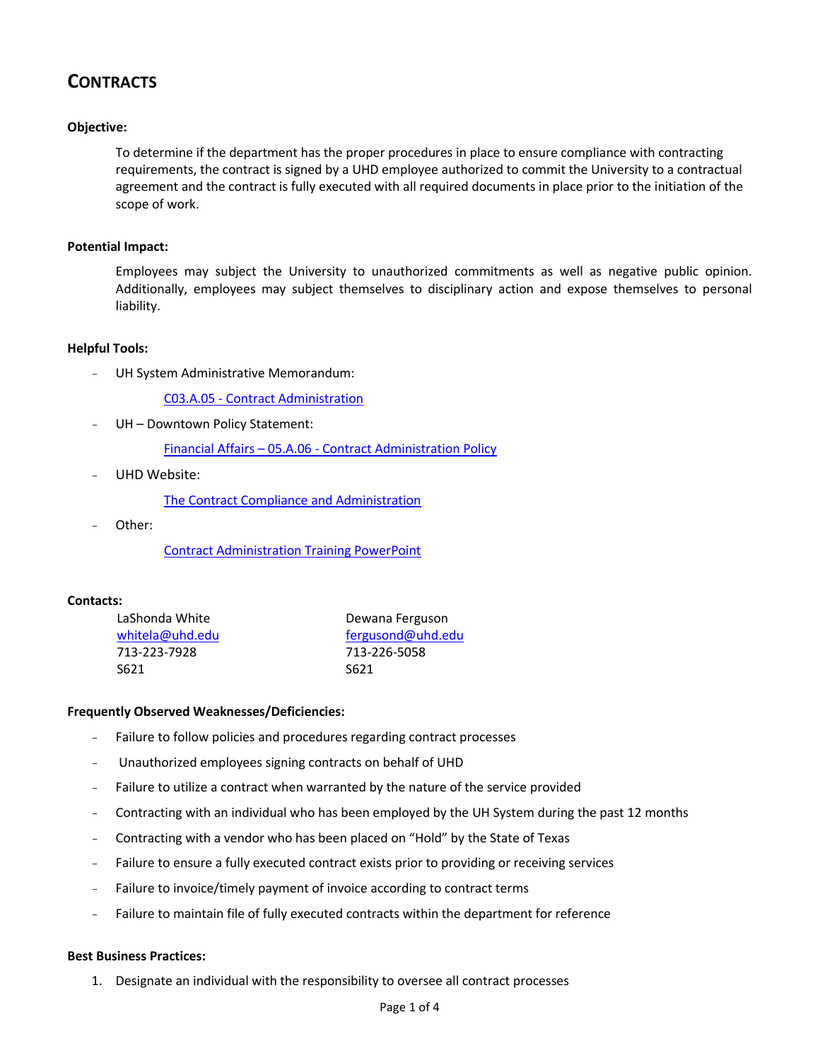# CONTRACTS

**Objective:**

To determine if the department has the proper procedures in place to ensure compliance with contracting requirements, the contract is signed by a UHD employee authorized to commit the University to a contractual agreement and the contract is fully executed with all required documents in place prior to the initiation of the scope of work.

**Potential Impact:**

Employees may subject the University to unauthorized commitments as well as negative public opinion. Additionally, employees may subject themselves to disciplinary action and expose themselves to personal liability.

**Helpful Tools:**

- UH System Administrative Memorandum:
  - C03.A.05 - Contract Administration
- UH – Downtown Policy Statement:
  - Financial Affairs – 05.A.06 - Contract Administration Policy
- UHD Website:
  - The Contract Compliance and Administration
- Other:
  - Contract Administration Training PowerPoint

**Contacts:**

LaShonda White
whitela@uhd.edu
713-223-7928
S621

Dewana Ferguson
fergusond@uhd.edu
713-226-5058
S621

**Frequently Observed Weaknesses/Deficiencies:**

- Failure to follow policies and procedures regarding contract processes
- Unauthorized employees signing contracts on behalf of UHD
- Failure to utilize a contract when warranted by the nature of the service provided
- Contracting with an individual who has been employed by the UH System during the past 12 months
- Contracting with a vendor who has been placed on "Hold" by the State of Texas
- Failure to ensure a fully executed contract exists prior to providing or receiving services
- Failure to invoice/timely payment of invoice according to contract terms
- Failure to maintain file of fully executed contracts within the department for reference

**Best Business Practices:**

1. Designate an individual with the responsibility to oversee all contract processes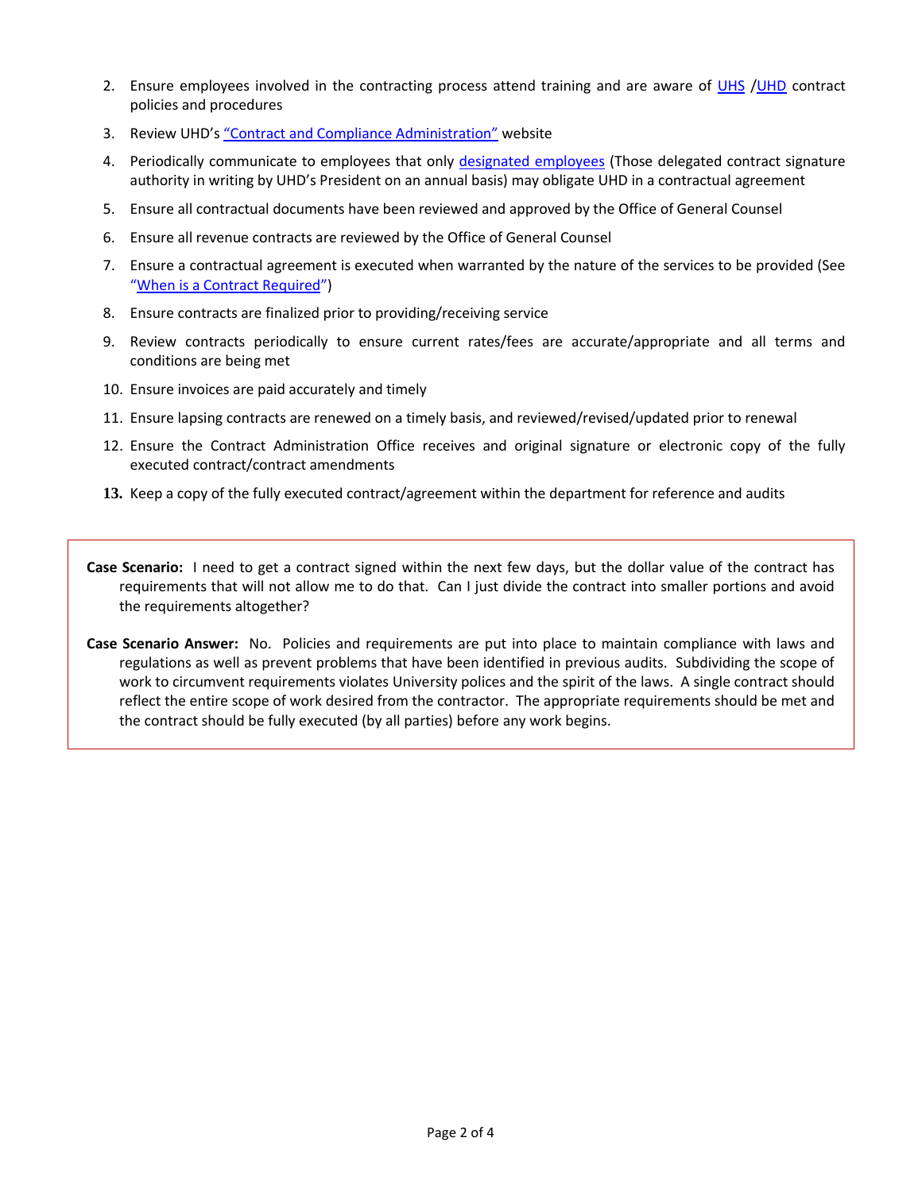2. Ensure employees involved in the contracting process attend training and are aware of UHS /UHD contract policies and procedures
3. Review UHD's "Contract and Compliance Administration" website
4. Periodically communicate to employees that only designated employees (Those delegated contract signature authority in writing by UHD's President on an annual basis) may obligate UHD in a contractual agreement
5. Ensure all contractual documents have been reviewed and approved by the Office of General Counsel
6. Ensure all revenue contracts are reviewed by the Office of General Counsel
7. Ensure a contractual agreement is executed when warranted by the nature of the services to be provided (See "When is a Contract Required")
8. Ensure contracts are finalized prior to providing/receiving service
9. Review contracts periodically to ensure current rates/fees are accurate/appropriate and all terms and conditions are being met
10. Ensure invoices are paid accurately and timely
11. Ensure lapsing contracts are renewed on a timely basis, and reviewed/revised/updated prior to renewal
12. Ensure the Contract Administration Office receives and original signature or electronic copy of the fully executed contract/contract amendments
13. Keep a copy of the fully executed contract/agreement within the department for reference and audits

**Case Scenario:** I need to get a contract signed within the next few days, but the dollar value of the contract has requirements that will not allow me to do that. Can I just divide the contract into smaller portions and avoid the requirements altogether?

**Case Scenario Answer:** No. Policies and requirements are put into place to maintain compliance with laws and regulations as well as prevent problems that have been identified in previous audits. Subdividing the scope of work to circumvent requirements violates University polices and the spirit of the laws. A single contract should reflect the entire scope of work desired from the contractor. The appropriate requirements should be met and the contract should be fully executed (by all parties) before any work begins.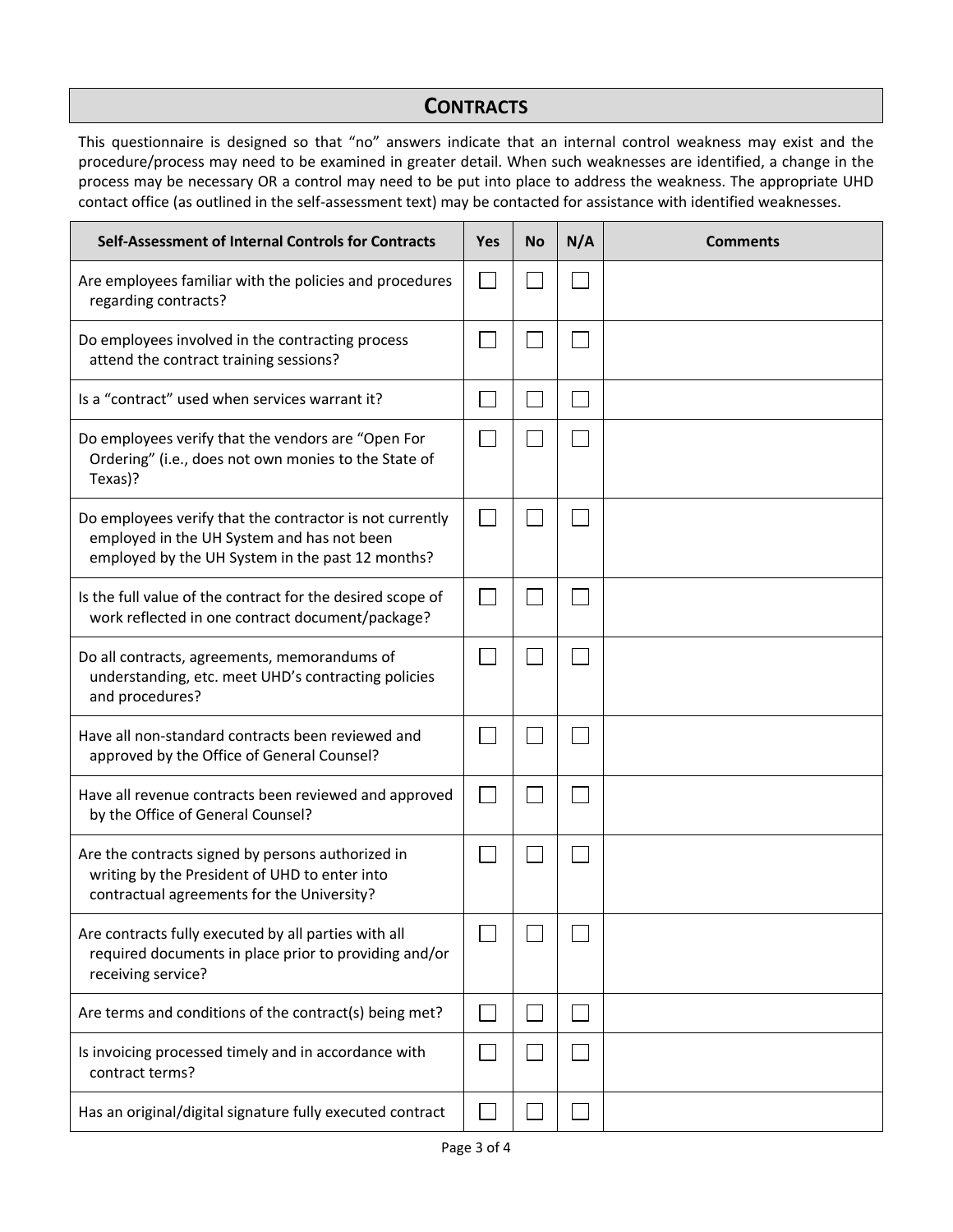## CONTRACTS

This questionnaire is designed so that "no" answers indicate that an internal control weakness may exist and the procedure/process may need to be examined in greater detail. When such weaknesses are identified, a change in the process may be necessary OR a control may need to be put into place to address the weakness. The appropriate UHD contact office (as outlined in the self-assessment text) may be contacted for assistance with identified weaknesses.

| Self-Assessment of Internal Controls for Contracts | Yes | No | N/A | Comments |
|---|---|---|---|---|
| Are employees familiar with the policies and procedures regarding contracts? | ☐ | ☐ | ☐ | |
| Do employees involved in the contracting process attend the contract training sessions? | ☐ | ☐ | ☐ | |
| Is a "contract" used when services warrant it? | ☐ | ☐ | ☐ | |
| Do employees verify that the vendors are "Open For Ordering" (i.e., does not own monies to the State of Texas)? | ☐ | ☐ | ☐ | |
| Do employees verify that the contractor is not currently employed in the UH System and has not been employed by the UH System in the past 12 months? | ☐ | ☐ | ☐ | |
| Is the full value of the contract for the desired scope of work reflected in one contract document/package? | ☐ | ☐ | ☐ | |
| Do all contracts, agreements, memorandums of understanding, etc. meet UHD's contracting policies and procedures? | ☐ | ☐ | ☐ | |
| Have all non-standard contracts been reviewed and approved by the Office of General Counsel? | ☐ | ☐ | ☐ | |
| Have all revenue contracts been reviewed and approved by the Office of General Counsel? | ☐ | ☐ | ☐ | |
| Are the contracts signed by persons authorized in writing by the President of UHD to enter into contractual agreements for the University? | ☐ | ☐ | ☐ | |
| Are contracts fully executed by all parties with all required documents in place prior to providing and/or receiving service? | ☐ | ☐ | ☐ | |
| Are terms and conditions of the contract(s) being met? | ☐ | ☐ | ☐ | |
| Is invoicing processed timely and in accordance with contract terms? | ☐ | ☐ | ☐ | |
| Has an original/digital signature fully executed contract | ☐ | ☐ | ☐ | |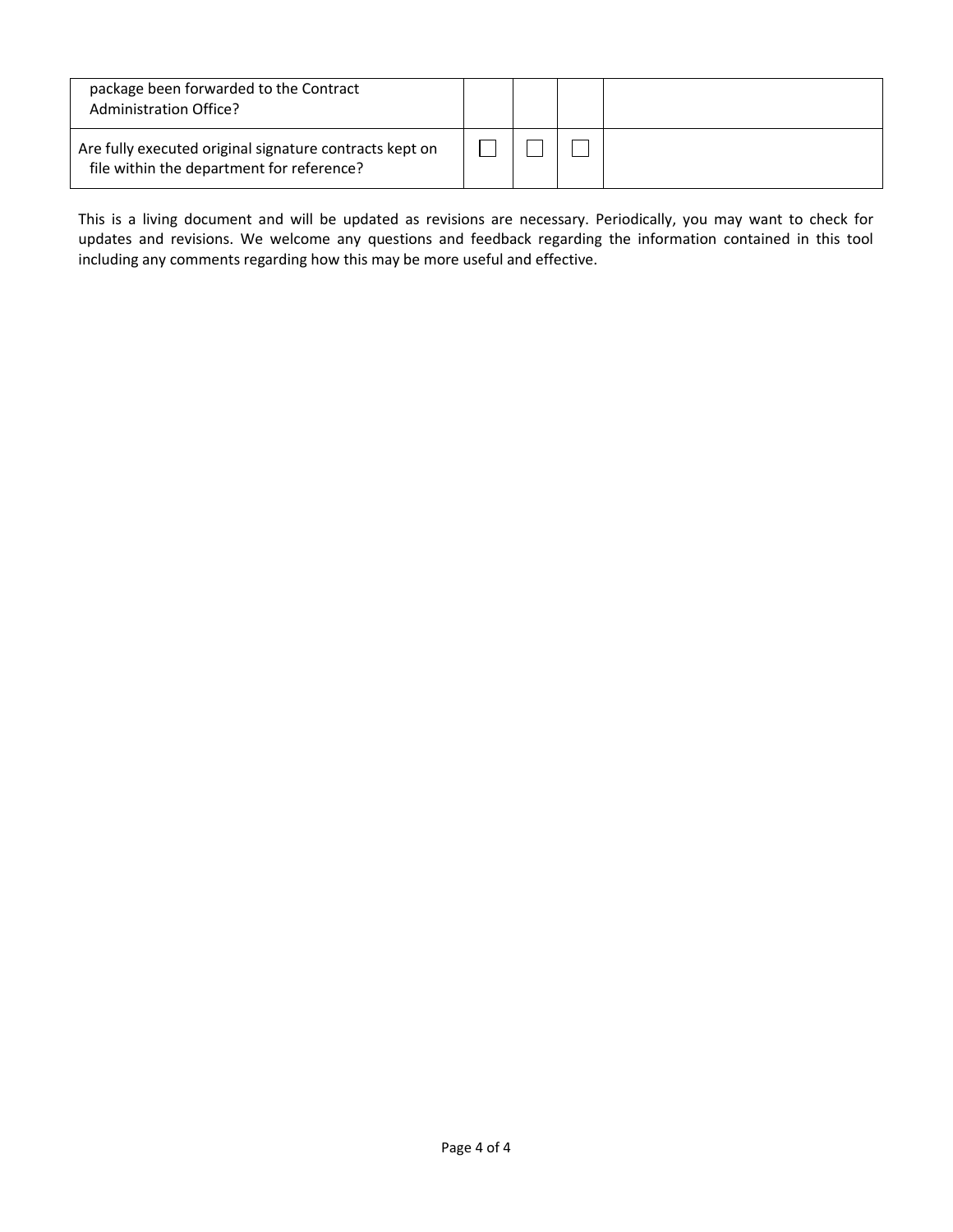| | | | | |
|---|---|---|---|---|
| package been forwarded to the Contract Administration Office? | | | | |
| Are fully executed original signature contracts kept on file within the department for reference? | ☐ | ☐ | ☐ | |

This is a living document and will be updated as revisions are necessary. Periodically, you may want to check for updates and revisions. We welcome any questions and feedback regarding the information contained in this tool including any comments regarding how this may be more useful and effective.